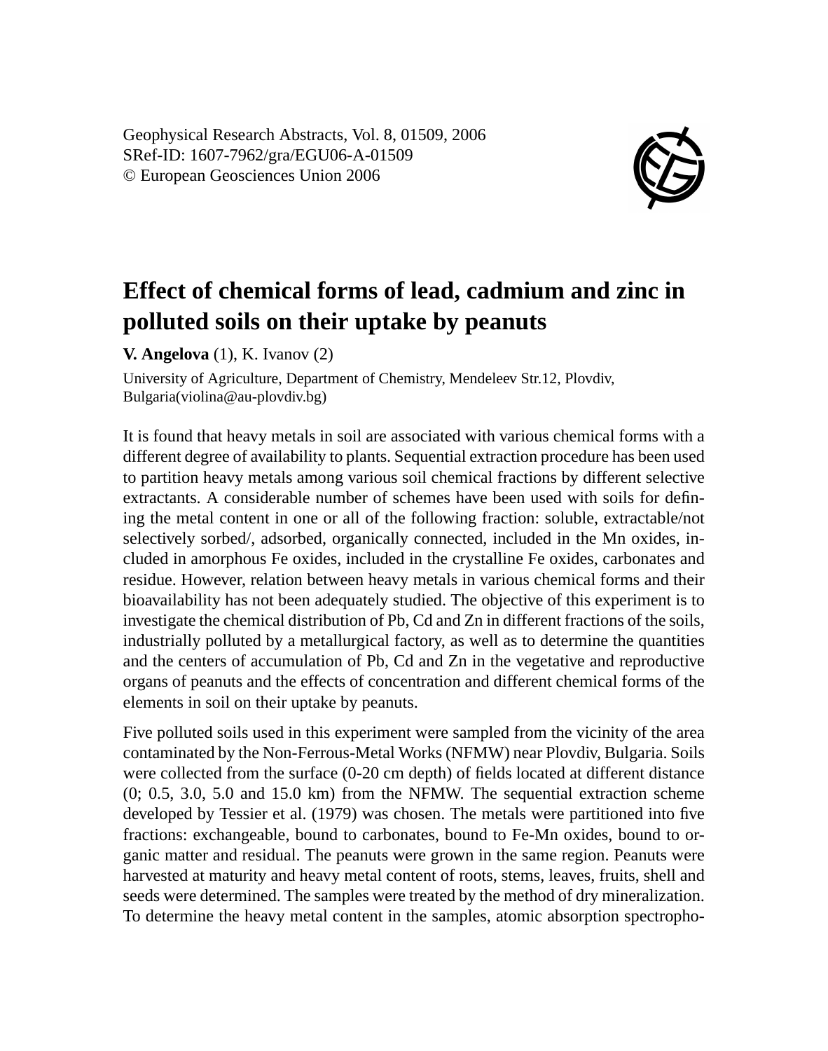Geophysical Research Abstracts, Vol. 8, 01509, 2006
SRef-ID: 1607-7962/gra/EGU06-A-01509
© European Geosciences Union 2006

# Effect of chemical forms of lead, cadmium and zinc in polluted soils on their uptake by peanuts

**V. Angelova** (1), K. Ivanov (2)

University of Agriculture, Department of Chemistry, Mendeleev Str.12, Plovdiv, Bulgaria(violina@au-plovdiv.bg)

It is found that heavy metals in soil are associated with various chemical forms with a different degree of availability to plants. Sequential extraction procedure has been used to partition heavy metals among various soil chemical fractions by different selective extractants. A considerable number of schemes have been used with soils for defining the metal content in one or all of the following fraction: soluble, extractable/not selectively sorbed/, adsorbed, organically connected, included in the Mn oxides, included in amorphous Fe oxides, included in the crystalline Fe oxides, carbonates and residue. However, relation between heavy metals in various chemical forms and their bioavailability has not been adequately studied. The objective of this experiment is to investigate the chemical distribution of Pb, Cd and Zn in different fractions of the soils, industrially polluted by a metallurgical factory, as well as to determine the quantities and the centers of accumulation of Pb, Cd and Zn in the vegetative and reproductive organs of peanuts and the effects of concentration and different chemical forms of the elements in soil on their uptake by peanuts.

Five polluted soils used in this experiment were sampled from the vicinity of the area contaminated by the Non-Ferrous-Metal Works (NFMW) near Plovdiv, Bulgaria. Soils were collected from the surface (0-20 cm depth) of fields located at different distance (0; 0.5, 3.0, 5.0 and 15.0 km) from the NFMW. The sequential extraction scheme developed by Tessier et al. (1979) was chosen. The metals were partitioned into five fractions: exchangeable, bound to carbonates, bound to Fe-Mn oxides, bound to organic matter and residual. The peanuts were grown in the same region. Peanuts were harvested at maturity and heavy metal content of roots, stems, leaves, fruits, shell and seeds were determined. The samples were treated by the method of dry mineralization. To determine the heavy metal content in the samples, atomic absorption spectropho-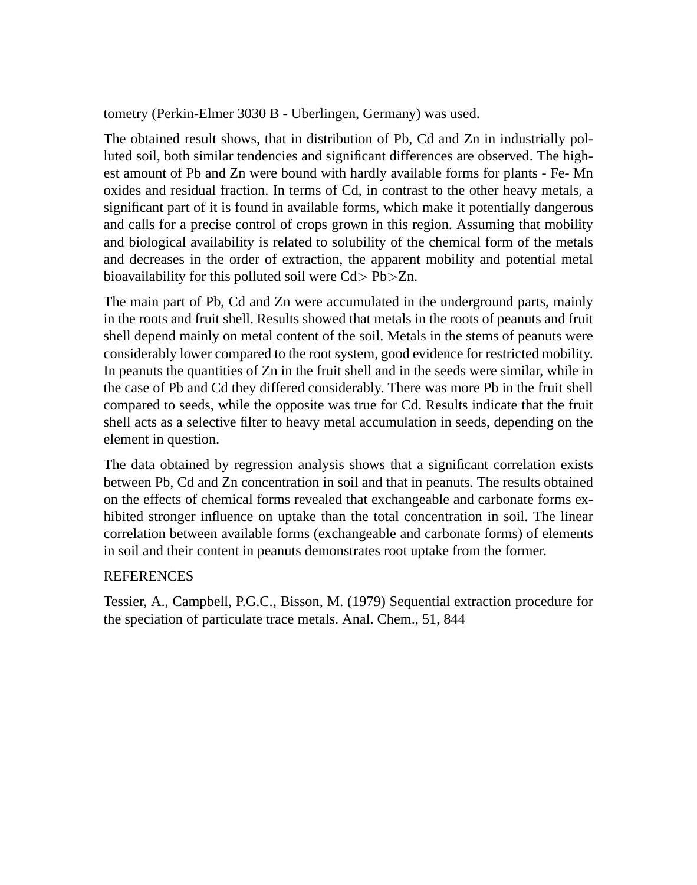tometry (Perkin-Elmer 3030 B - Uberlingen, Germany) was used.

The obtained result shows, that in distribution of Pb, Cd and Zn in industrially polluted soil, both similar tendencies and significant differences are observed. The highest amount of Pb and Zn were bound with hardly available forms for plants - Fe- Mn oxides and residual fraction. In terms of Cd, in contrast to the other heavy metals, a significant part of it is found in available forms, which make it potentially dangerous and calls for a precise control of crops grown in this region. Assuming that mobility and biological availability is related to solubility of the chemical form of the metals and decreases in the order of extraction, the apparent mobility and potential metal bioavailability for this polluted soil were Cd$>$ Pb$>$Zn.

The main part of Pb, Cd and Zn were accumulated in the underground parts, mainly in the roots and fruit shell. Results showed that metals in the roots of peanuts and fruit shell depend mainly on metal content of the soil. Metals in the stems of peanuts were considerably lower compared to the root system, good evidence for restricted mobility. In peanuts the quantities of Zn in the fruit shell and in the seeds were similar, while in the case of Pb and Cd they differed considerably. There was more Pb in the fruit shell compared to seeds, while the opposite was true for Cd. Results indicate that the fruit shell acts as a selective filter to heavy metal accumulation in seeds, depending on the element in question.

The data obtained by regression analysis shows that a significant correlation exists between Pb, Cd and Zn concentration in soil and that in peanuts. The results obtained on the effects of chemical forms revealed that exchangeable and carbonate forms exhibited stronger influence on uptake than the total concentration in soil. The linear correlation between available forms (exchangeable and carbonate forms) of elements in soil and their content in peanuts demonstrates root uptake from the former.

REFERENCES

Tessier, A., Campbell, P.G.C., Bisson, M. (1979) Sequential extraction procedure for the speciation of particulate trace metals. Anal. Chem., 51, 844